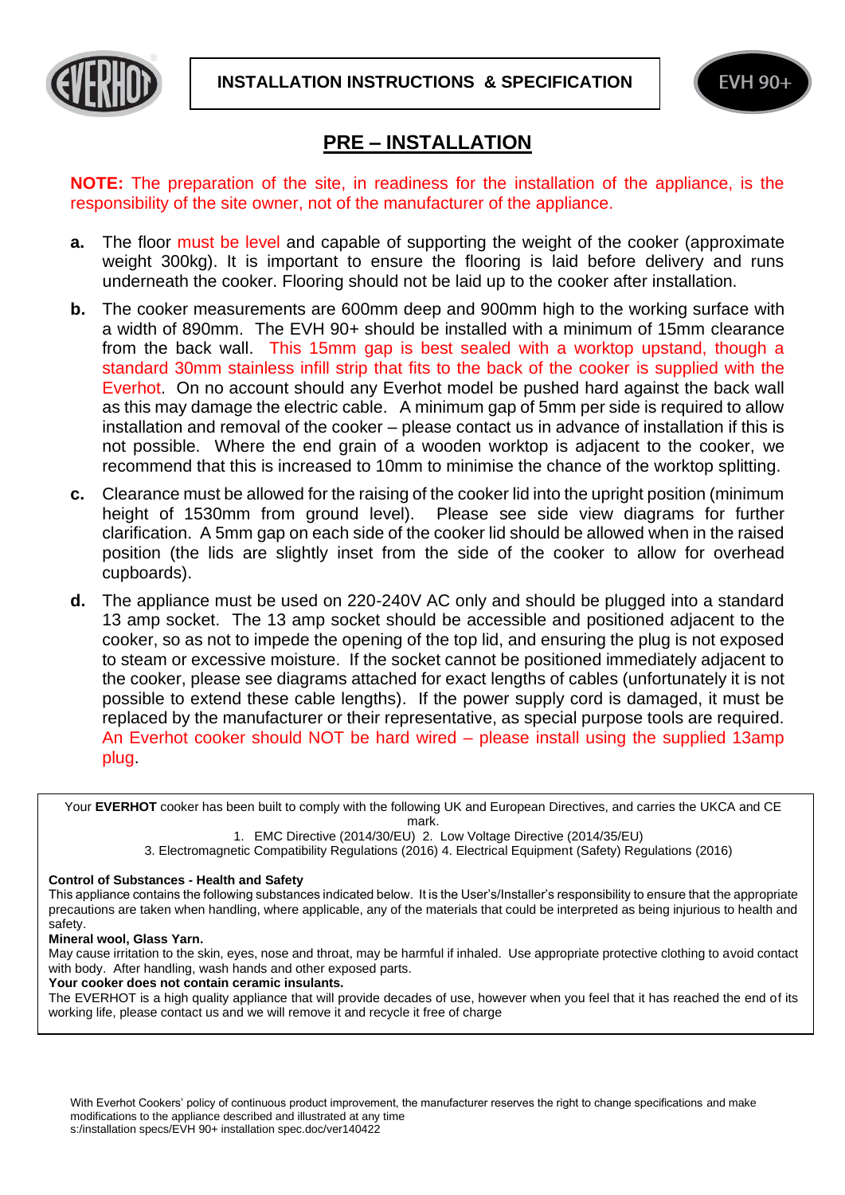**INSTALLATION INSTRUCTIONS & SPECIFICATION**

EVH 90+

# PRE – INSTALLATION

**NOTE:** The preparation of the site, in readiness for the installation of the appliance, is the responsibility of the site owner, not of the manufacturer of the appliance.

**a.** The floor must be level and capable of supporting the weight of the cooker (approximate weight 300kg). It is important to ensure the flooring is laid before delivery and runs underneath the cooker. Flooring should not be laid up to the cooker after installation.

**b.** The cooker measurements are 600mm deep and 900mm high to the working surface with a width of 890mm. The EVH 90+ should be installed with a minimum of 15mm clearance from the back wall. This 15mm gap is best sealed with a worktop upstand, though a standard 30mm stainless infill strip that fits to the back of the cooker is supplied with the Everhot. On no account should any Everhot model be pushed hard against the back wall as this may damage the electric cable. A minimum gap of 5mm per side is required to allow installation and removal of the cooker – please contact us in advance of installation if this is not possible. Where the end grain of a wooden worktop is adjacent to the cooker, we recommend that this is increased to 10mm to minimise the chance of the worktop splitting.

**c.** Clearance must be allowed for the raising of the cooker lid into the upright position (minimum height of 1530mm from ground level). Please see side view diagrams for further clarification. A 5mm gap on each side of the cooker lid should be allowed when in the raised position (the lids are slightly inset from the side of the cooker to allow for overhead cupboards).

**d.** The appliance must be used on 220-240V AC only and should be plugged into a standard 13 amp socket. The 13 amp socket should be accessible and positioned adjacent to the cooker, so as not to impede the opening of the top lid, and ensuring the plug is not exposed to steam or excessive moisture. If the socket cannot be positioned immediately adjacent to the cooker, please see diagrams attached for exact lengths of cables (unfortunately it is not possible to extend these cable lengths). If the power supply cord is damaged, it must be replaced by the manufacturer or their representative, as special purpose tools are required. An Everhot cooker should NOT be hard wired – please install using the supplied 13amp plug.

Your **EVERHOT** cooker has been built to comply with the following UK and European Directives, and carries the UKCA and CE mark.

1. EMC Directive (2014/30/EU) 2. Low Voltage Directive (2014/35/EU)
3. Electromagnetic Compatibility Regulations (2016) 4. Electrical Equipment (Safety) Regulations (2016)

**Control of Substances - Health and Safety**

This appliance contains the following substances indicated below. It is the User's/Installer's responsibility to ensure that the appropriate precautions are taken when handling, where applicable, any of the materials that could be interpreted as being injurious to health and safety.

**Mineral wool, Glass Yarn.**

May cause irritation to the skin, eyes, nose and throat, may be harmful if inhaled. Use appropriate protective clothing to avoid contact with body. After handling, wash hands and other exposed parts.

**Your cooker does not contain ceramic insulants.**

The EVERHOT is a high quality appliance that will provide decades of use, however when you feel that it has reached the end of its working life, please contact us and we will remove it and recycle it free of charge

With Everhot Cookers' policy of continuous product improvement, the manufacturer reserves the right to change specifications and make modifications to the appliance described and illustrated at any time
s:/installation specs/EVH 90+ installation spec.doc/ver140422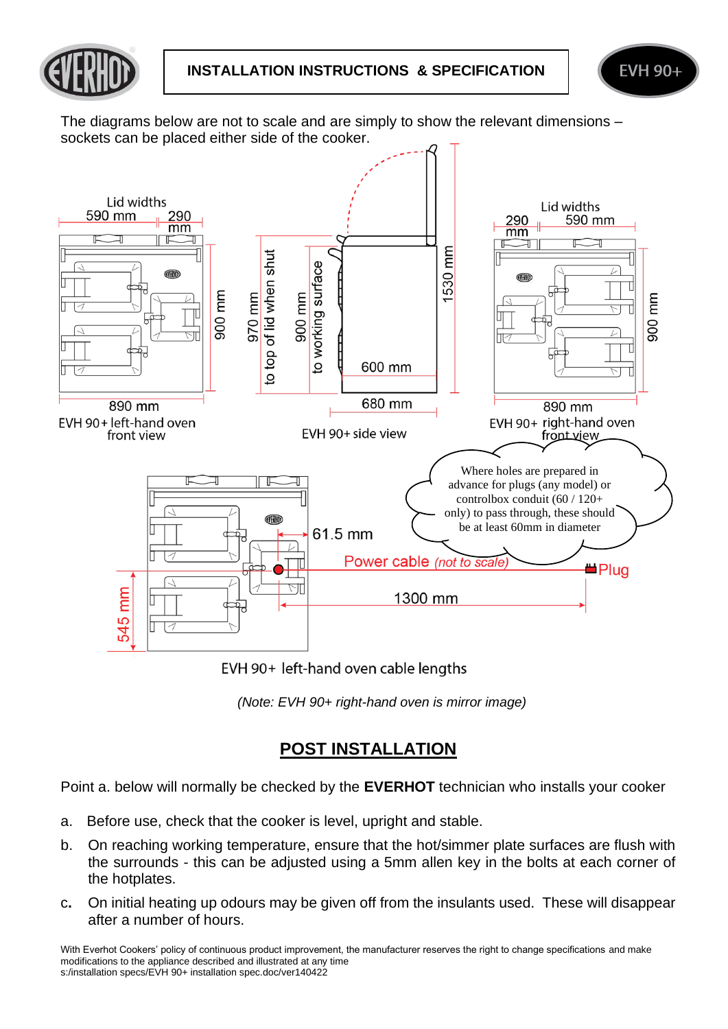INSTALLATION INSTRUCTIONS & SPECIFICATION

EVH 90+

The diagrams below are not to scale and are simply to show the relevant dimensions – sockets can be placed either side of the cooker.

Lid widths
590 mm
290 mm
900 mm
890 mm
EVH 90+ left-hand oven front view

970 mm to top of lid when shut
900 mm to working surface
1530 mm
600 mm
680 mm
EVH 90+ side view

Lid widths
290 mm
590 mm
900 mm
890 mm
EVH 90+ right-hand oven front view

Where holes are prepared in advance for plugs (any model) or controlbox conduit (60 / 120+ only) to pass through, these should be at least 60mm in diameter

61.5 mm
Power cable *(not to scale)*
Plug
1300 mm
545 mm

EVH 90+ left-hand oven cable lengths

*(Note: EVH 90+ right-hand oven is mirror image)*

## POST INSTALLATION

Point a. below will normally be checked by the **EVERHOT** technician who installs your cooker

a. Before use, check that the cooker is level, upright and stable.

b. On reaching working temperature, ensure that the hot/simmer plate surfaces are flush with the surrounds - this can be adjusted using a 5mm allen key in the bolts at each corner of the hotplates.

c. On initial heating up odours may be given off from the insulants used. These will disappear after a number of hours.

With Everhot Cookers' policy of continuous product improvement, the manufacturer reserves the right to change specifications and make modifications to the appliance described and illustrated at any time
s:/installation specs/EVH 90+ installation spec.doc/ver140422